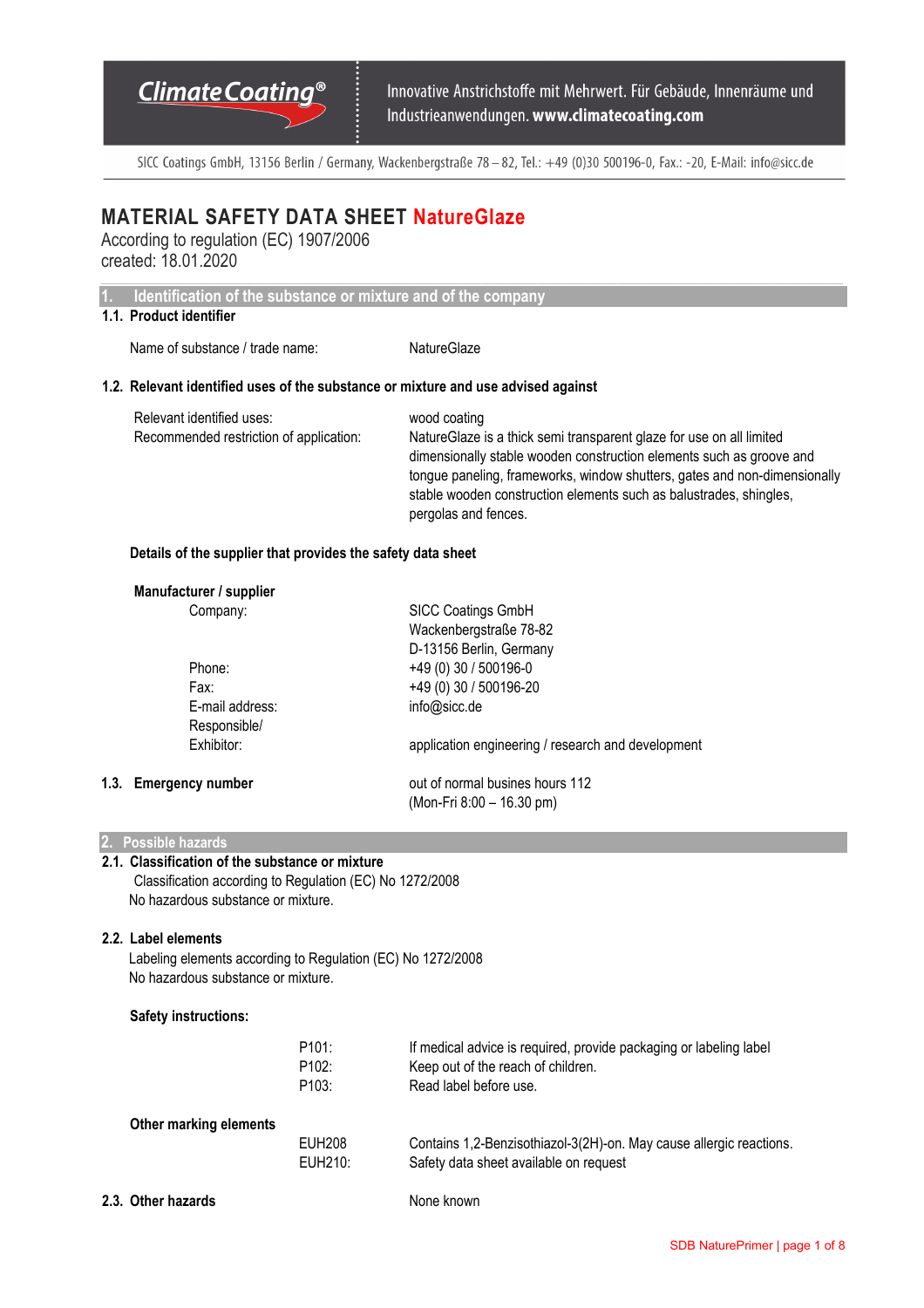Innovative Anstrichstoffe mit Mehrwert. Für Gebäude, Innenräume und Industrieanwendungen. **www.climatecoating.com**

SICC Coatings GmbH, 13156 Berlin / Germany, Wackenbergstraße 78 – 82, Tel.: +49 (0)30 500196-0, Fax.: -20, E-Mail: info@sicc.de

# MATERIAL SAFETY DATA SHEET NatureGlaze

According to regulation (EC) 1907/2006
created: 18.01.2020

## 1. Identification of the substance or mixture and of the company

### 1.1. Product identifier

Name of substance / trade name: NatureGlaze

### 1.2. Relevant identified uses of the substance or mixture and use advised against

Relevant identified uses: wood coating

Recommended restriction of application: NatureGlaze is a thick semi transparent glaze for use on all limited dimensionally stable wooden construction elements such as groove and tongue paneling, frameworks, window shutters, gates and non-dimensionally stable wooden construction elements such as balustrades, shingles, pergolas and fences.

**Details of the supplier that provides the safety data sheet**

**Manufacturer / supplier**

Company: SICC Coatings GmbH
Wackenbergstraße 78-82
D-13156 Berlin, Germany

Phone: +49 (0) 30 / 500196-0
Fax: +49 (0) 30 / 500196-20
E-mail address: info@sicc.de
Responsible/ Exhibitor: application engineering / research and development

### 1.3. Emergency number

out of normal busines hours 112
(Mon-Fri 8:00 – 16.30 pm)

## 2. Possible hazards

### 2.1. Classification of the substance or mixture

Classification according to Regulation (EC) No 1272/2008
No hazardous substance or mixture.

### 2.2. Label elements

Labeling elements according to Regulation (EC) No 1272/2008
No hazardous substance or mixture.

**Safety instructions:**

P101: If medical advice is required, provide packaging or labeling label
P102: Keep out of the reach of children.
P103: Read label before use.

**Other marking elements**

EUH208 Contains 1,2-Benzisothiazol-3(2H)-on. May cause allergic reactions.
EUH210: Safety data sheet available on request

### 2.3. Other hazards

None known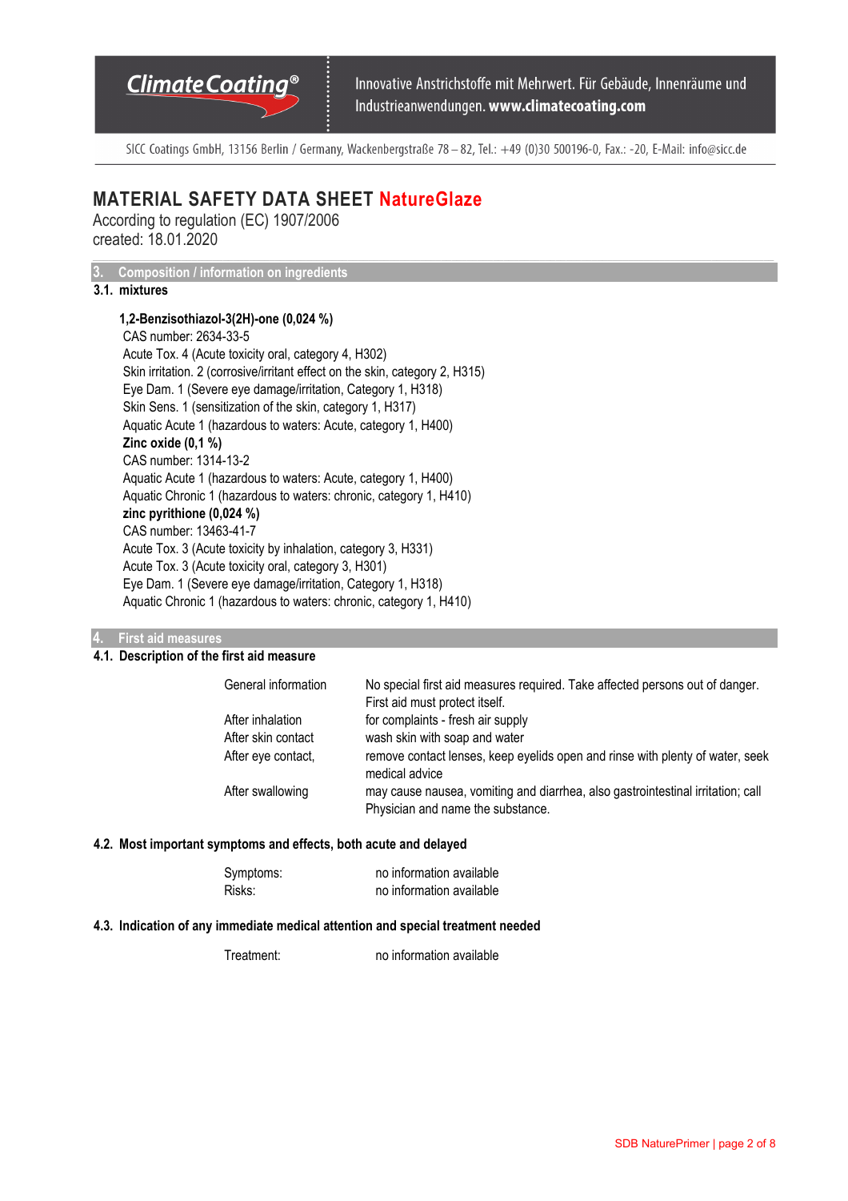# MATERIAL SAFETY DATA SHEET NatureGlaze

According to regulation (EC) 1907/2006
created: 18.01.2020

## 3. Composition / information on ingredients

### 3.1. mixtures

**1,2-Benzisothiazol-3(2H)-one (0,024 %)**
CAS number: 2634-33-5
Acute Tox. 4 (Acute toxicity oral, category 4, H302)
Skin irritation. 2 (corrosive/irritant effect on the skin, category 2, H315)
Eye Dam. 1 (Severe eye damage/irritation, Category 1, H318)
Skin Sens. 1 (sensitization of the skin, category 1, H317)
Aquatic Acute 1 (hazardous to waters: Acute, category 1, H400)

**Zinc oxide (0,1 %)**
CAS number: 1314-13-2
Aquatic Acute 1 (hazardous to waters: Acute, category 1, H400)
Aquatic Chronic 1 (hazardous to waters: chronic, category 1, H410)

**zinc pyrithione (0,024 %)**
CAS number: 13463-41-7
Acute Tox. 3 (Acute toxicity by inhalation, category 3, H331)
Acute Tox. 3 (Acute toxicity oral, category 3, H301)
Eye Dam. 1 (Severe eye damage/irritation, Category 1, H318)
Aquatic Chronic 1 (hazardous to waters: chronic, category 1, H410)

## 4. First aid measures

### 4.1. Description of the first aid measure

| | |
|---|---|
| General information | No special first aid measures required. Take affected persons out of danger. First aid must protect itself. |
| After inhalation | for complaints - fresh air supply |
| After skin contact | wash skin with soap and water |
| After eye contact, | remove contact lenses, keep eyelids open and rinse with plenty of water, seek medical advice |
| After swallowing | may cause nausea, vomiting and diarrhea, also gastrointestinal irritation; call Physician and name the substance. |

### 4.2. Most important symptoms and effects, both acute and delayed

| | |
|---|---|
| Symptoms: | no information available |
| Risks: | no information available |

### 4.3. Indication of any immediate medical attention and special treatment needed

| | |
|---|---|
| Treatment: | no information available |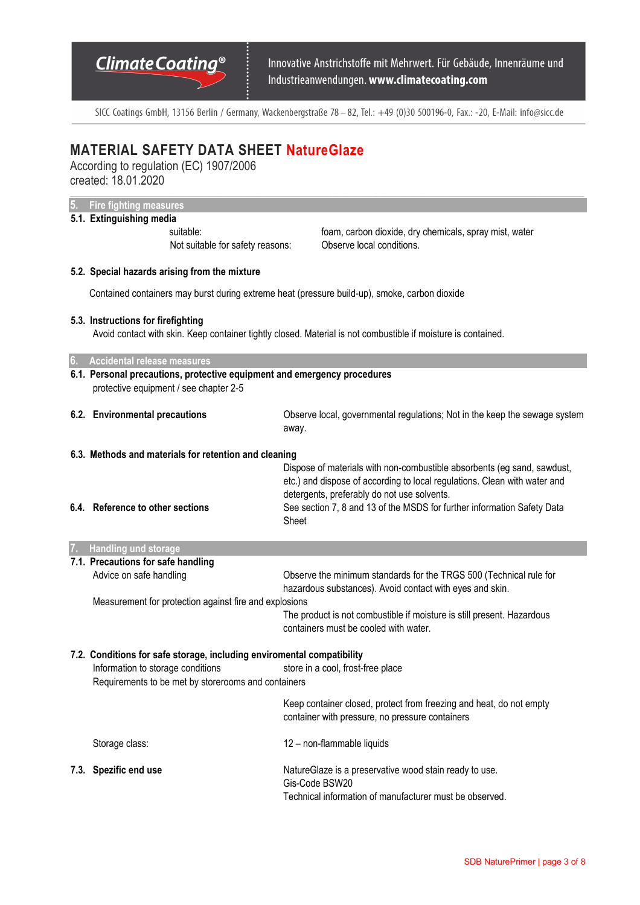# MATERIAL SAFETY DATA SHEET NatureGlaze

According to regulation (EC) 1907/2006
created: 18.01.2020

## 5. Fire fighting measures

### 5.1. Extinguishing media

| | |
|---|---|
| suitable: | foam, carbon dioxide, dry chemicals, spray mist, water |
| Not suitable for safety reasons: | Observe local conditions. |

### 5.2. Special hazards arising from the mixture

Contained containers may burst during extreme heat (pressure build-up), smoke, carbon dioxide

### 5.3. Instructions for firefighting

Avoid contact with skin. Keep container tightly closed. Material is not combustible if moisture is contained.

## 6. Accidental release measures

### 6.1. Personal precautions, protective equipment and emergency procedures

protective equipment / see chapter 2-5

### 6.2. Environmental precautions

Observe local, governmental regulations; Not in the keep the sewage system away.

### 6.3. Methods and materials for retention and cleaning

Dispose of materials with non-combustible absorbents (eg sand, sawdust, etc.) and dispose of according to local regulations. Clean with water and detergents, preferably do not use solvents.

### 6.4. Reference to other sections

See section 7, 8 and 13 of the MSDS for further information Safety Data Sheet

## 7. Handling und storage

### 7.1. Precautions for safe handling

Advice on safe handling: Observe the minimum standards for the TRGS 500 (Technical rule for hazardous substances). Avoid contact with eyes and skin.

Measurement for protection against fire and explosions: The product is not combustible if moisture is still present. Hazardous containers must be cooled with water.

### 7.2. Conditions for safe storage, including enviromental compatibility

Information to storage conditions: store in a cool, frost-free place

Requirements to be met by storerooms and containers: Keep container closed, protect from freezing and heat, do not empty container with pressure, no pressure containers

Storage class: 12 – non-flammable liquids

### 7.3. Spezific end use

NatureGlaze is a preservative wood stain ready to use.
Gis-Code BSW20
Technical information of manufacturer must be observed.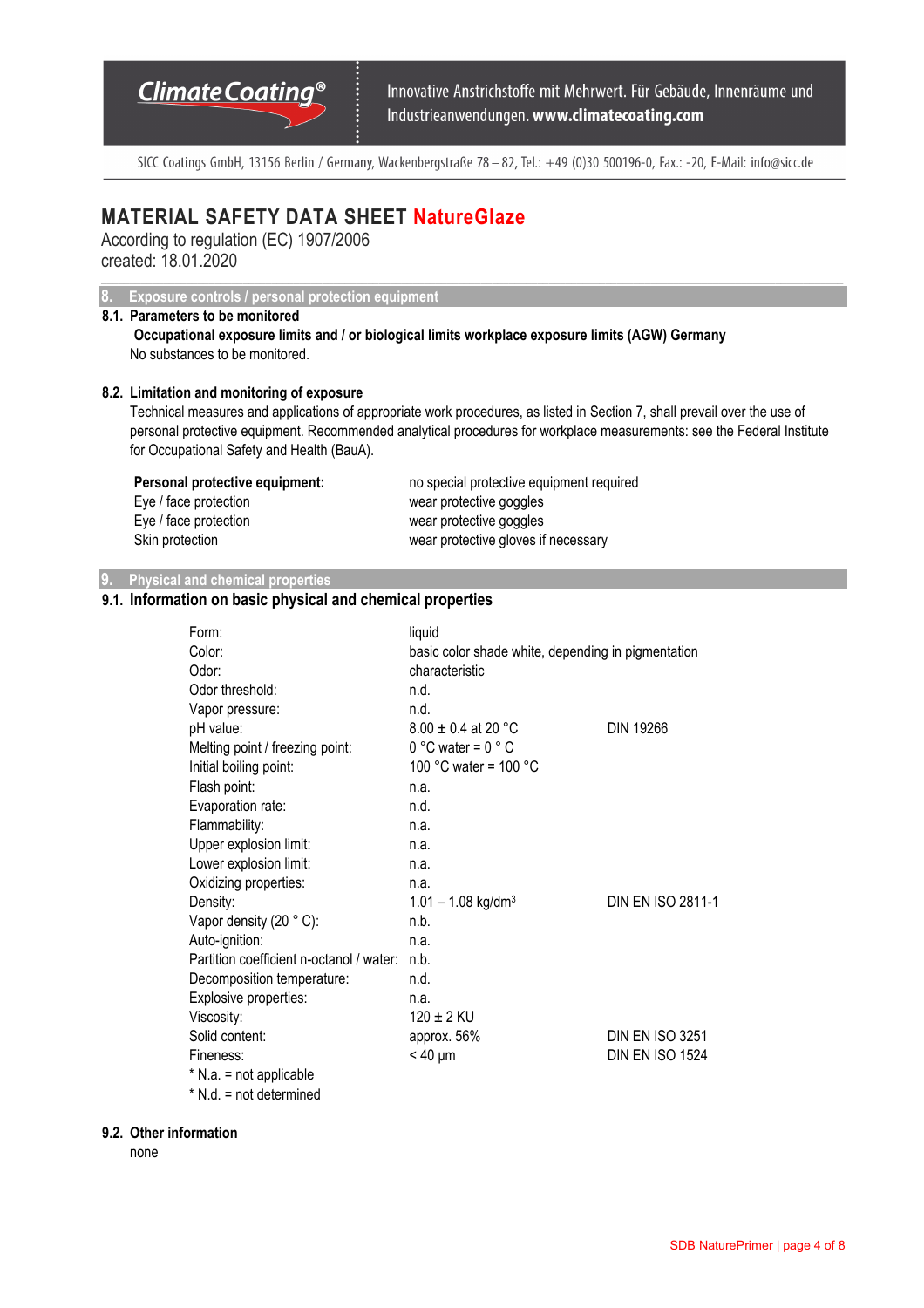# MATERIAL SAFETY DATA SHEET NatureGlaze

According to regulation (EC) 1907/2006
created: 18.01.2020

## 8. Exposure controls / personal protection equipment

### 8.1. Parameters to be monitored

**Occupational exposure limits and / or biological limits workplace exposure limits (AGW) Germany**

No substances to be monitored.

### 8.2. Limitation and monitoring of exposure

Technical measures and applications of appropriate work procedures, as listed in Section 7, shall prevail over the use of personal protective equipment. Recommended analytical procedures for workplace measurements: see the Federal Institute for Occupational Safety and Health (BauA).

| | |
|---|---|
| **Personal protective equipment:** | no special protective equipment required |
| Eye / face protection | wear protective goggles |
| Eye / face protection | wear protective goggles |
| Skin protection | wear protective gloves if necessary |

## 9. Physical and chemical properties

### 9.1. Information on basic physical and chemical properties

| | | |
|---|---|---|
| Form: | liquid | |
| Color: | basic color shade white, depending in pigmentation | |
| Odor: | characteristic | |
| Odor threshold: | n.d. | |
| Vapor pressure: | n.d. | |
| pH value: | 8.00 ± 0.4 at 20 °C | DIN 19266 |
| Melting point / freezing point: | 0 °C water = 0 ° C | |
| Initial boiling point: | 100 °C water = 100 °C | |
| Flash point: | n.a. | |
| Evaporation rate: | n.d. | |
| Flammability: | n.a. | |
| Upper explosion limit: | n.a. | |
| Lower explosion limit: | n.a. | |
| Oxidizing properties: | n.a. | |
| Density: | 1.01 – 1.08 kg/dm$^3$ | DIN EN ISO 2811-1 |
| Vapor density (20 ° C): | n.b. | |
| Auto-ignition: | n.a. | |
| Partition coefficient n-octanol / water: | n.b. | |
| Decomposition temperature: | n.d. | |
| Explosive properties: | n.a. | |
| Viscosity: | 120 ± 2 KU | |
| Solid content: | approx. 56% | DIN EN ISO 3251 |
| Fineness: | < 40 µm | DIN EN ISO 1524 |

* N.a. = not applicable
* N.d. = not determined

### 9.2. Other information

none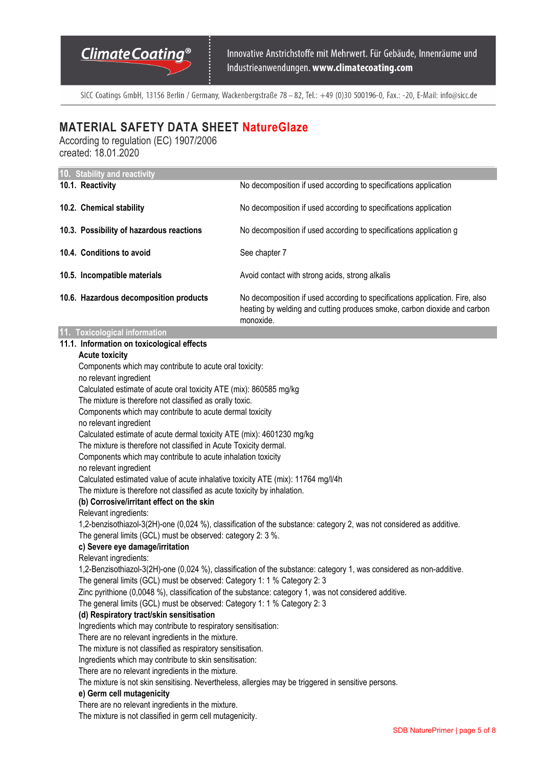# MATERIAL SAFETY DATA SHEET NatureGlaze

According to regulation (EC) 1907/2006
created: 18.01.2020

## 10. Stability and reactivity

| | |
|---|---|
| **10.1. Reactivity** | No decomposition if used according to specifications application |
| **10.2. Chemical stability** | No decomposition if used according to specifications application |
| **10.3. Possibility of hazardous reactions** | No decomposition if used according to specifications application g |
| **10.4. Conditions to avoid** | See chapter 7 |
| **10.5. Incompatible materials** | Avoid contact with strong acids, strong alkalis |
| **10.6. Hazardous decomposition products** | No decomposition if used according to specifications application. Fire, also heating by welding and cutting produces smoke, carbon dioxide and carbon monoxide. |

## 11. Toxicological information

### 11.1. Information on toxicological effects

**Acute toxicity**

Components which may contribute to acute oral toxicity:
no relevant ingredient
Calculated estimate of acute oral toxicity ATE (mix): 860585 mg/kg
The mixture is therefore not classified as orally toxic.
Components which may contribute to acute dermal toxicity
no relevant ingredient
Calculated estimate of acute dermal toxicity ATE (mix): 4601230 mg/kg
The mixture is therefore not classified in Acute Toxicity dermal.
Components which may contribute to acute inhalation toxicity
no relevant ingredient
Calculated estimated value of acute inhalative toxicity ATE (mix): 11764 mg/l/4h
The mixture is therefore not classified as acute toxicity by inhalation.

**(b) Corrosive/irritant effect on the skin**

Relevant ingredients:
1,2-benzisothiazol-3(2H)-one (0,024 %), classification of the substance: category 2, was not considered as additive.
The general limits (GCL) must be observed: category 2: 3 %.

**c) Severe eye damage/irritation**

Relevant ingredients:
1,2-Benzisothiazol-3(2H)-one (0,024 %), classification of the substance: category 1, was considered as non-additive.
The general limits (GCL) must be observed: Category 1: 1 % Category 2: 3
Zinc pyrithione (0,0048 %), classification of the substance: category 1, was not considered additive.
The general limits (GCL) must be observed: Category 1: 1 % Category 2: 3

**(d) Respiratory tract/skin sensitisation**

Ingredients which may contribute to respiratory sensitisation:
There are no relevant ingredients in the mixture.
The mixture is not classified as respiratory sensitisation.
Ingredients which may contribute to skin sensitisation:
There are no relevant ingredients in the mixture.
The mixture is not skin sensitising. Nevertheless, allergies may be triggered in sensitive persons.

**e) Germ cell mutagenicity**

There are no relevant ingredients in the mixture.
The mixture is not classified in germ cell mutagenicity.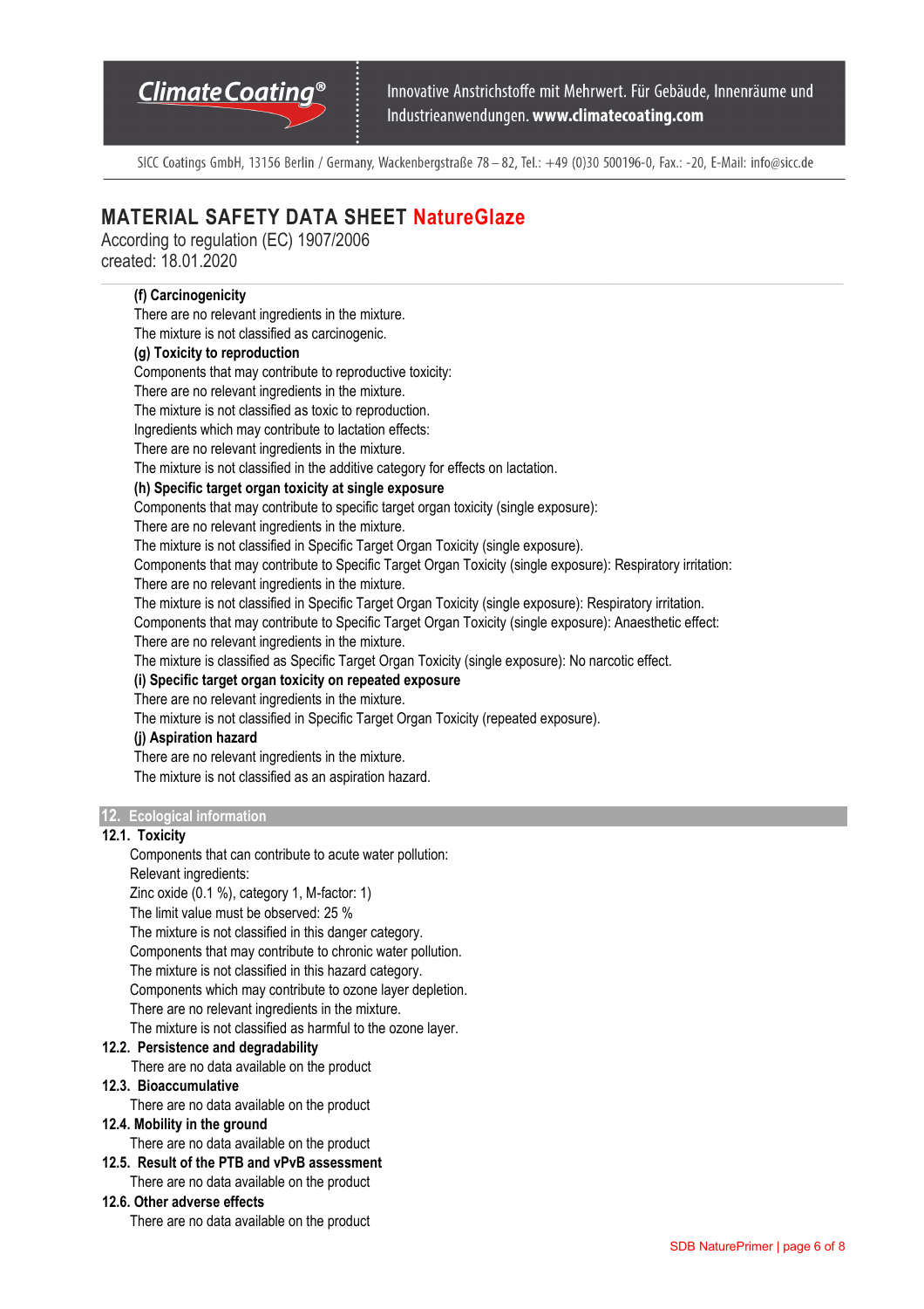**(f) Carcinogenicity**

There are no relevant ingredients in the mixture.
The mixture is not classified as carcinogenic.

**(g) Toxicity to reproduction**

Components that may contribute to reproductive toxicity:
There are no relevant ingredients in the mixture.
The mixture is not classified as toxic to reproduction.
Ingredients which may contribute to lactation effects:
There are no relevant ingredients in the mixture.
The mixture is not classified in the additive category for effects on lactation.

**(h) Specific target organ toxicity at single exposure**

Components that may contribute to specific target organ toxicity (single exposure):
There are no relevant ingredients in the mixture.
The mixture is not classified in Specific Target Organ Toxicity (single exposure).
Components that may contribute to Specific Target Organ Toxicity (single exposure): Respiratory irritation:
There are no relevant ingredients in the mixture.
The mixture is not classified in Specific Target Organ Toxicity (single exposure): Respiratory irritation.
Components that may contribute to Specific Target Organ Toxicity (single exposure): Anaesthetic effect:
There are no relevant ingredients in the mixture.
The mixture is classified as Specific Target Organ Toxicity (single exposure): No narcotic effect.

**(i) Specific target organ toxicity on repeated exposure**

There are no relevant ingredients in the mixture.
The mixture is not classified in Specific Target Organ Toxicity (repeated exposure).

**(j) Aspiration hazard**

There are no relevant ingredients in the mixture.
The mixture is not classified as an aspiration hazard.

## 12. Ecological information

### 12.1. Toxicity

Components that can contribute to acute water pollution:
Relevant ingredients:
Zinc oxide (0.1 %), category 1, M-factor: 1)
The limit value must be observed: 25 %
The mixture is not classified in this danger category.
Components that may contribute to chronic water pollution.
The mixture is not classified in this hazard category.
Components which may contribute to ozone layer depletion.
There are no relevant ingredients in the mixture.
The mixture is not classified as harmful to the ozone layer.

### 12.2. Persistence and degradability

There are no data available on the product

### 12.3. Bioaccumulative

There are no data available on the product

### 12.4. Mobility in the ground

There are no data available on the product

### 12.5. Result of the PTB and vPvB assessment

There are no data available on the product

### 12.6. Other adverse effects

There are no data available on the product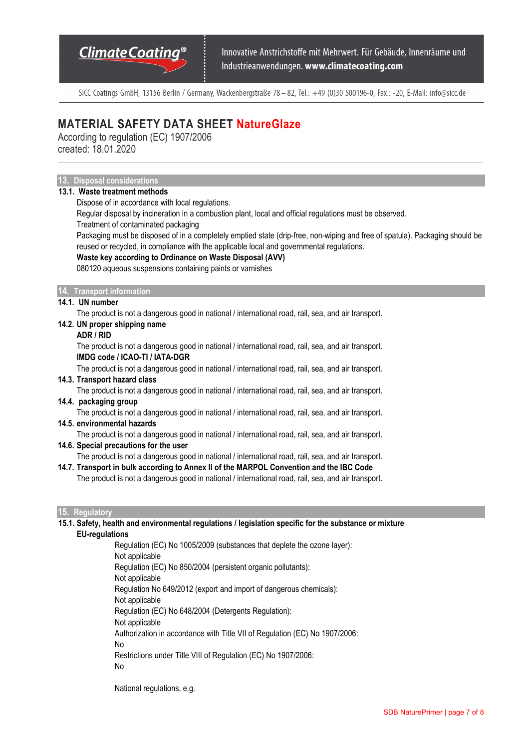## 13. Disposal considerations

### 13.1. Waste treatment methods

Dispose of in accordance with local regulations.

Regular disposal by incineration in a combustion plant, local and official regulations must be observed.

Treatment of contaminated packaging

Packaging must be disposed of in a completely emptied state (drip-free, non-wiping and free of spatula). Packaging should be reused or recycled, in compliance with the applicable local and governmental regulations.

**Waste key according to Ordinance on Waste Disposal (AVV)**

080120 aqueous suspensions containing paints or varnishes

## 14. Transport information

### 14.1. UN number

The product is not a dangerous good in national / international road, rail, sea, and air transport.

### 14.2. UN proper shipping name

**ADR / RID**

The product is not a dangerous good in national / international road, rail, sea, and air transport.

**IMDG code / ICAO-TI / IATA-DGR**

The product is not a dangerous good in national / international road, rail, sea, and air transport.

### 14.3. Transport hazard class

The product is not a dangerous good in national / international road, rail, sea, and air transport.

### 14.4. packaging group

The product is not a dangerous good in national / international road, rail, sea, and air transport.

### 14.5. environmental hazards

The product is not a dangerous good in national / international road, rail, sea, and air transport.

### 14.6. Special precautions for the user

The product is not a dangerous good in national / international road, rail, sea, and air transport.

### 14.7. Transport in bulk according to Annex II of the MARPOL Convention and the IBC Code

The product is not a dangerous good in national / international road, rail, sea, and air transport.

## 15. Regulatory

### 15.1. Safety, health and environmental regulations / legislation specific for the substance or mixture

**EU-regulations**

Regulation (EC) No 1005/2009 (substances that deplete the ozone layer):
Not applicable

Regulation (EC) No 850/2004 (persistent organic pollutants):
Not applicable

Regulation No 649/2012 (export and import of dangerous chemicals):
Not applicable

Regulation (EC) No 648/2004 (Detergents Regulation):
Not applicable

Authorization in accordance with Title VII of Regulation (EC) No 1907/2006:
No

Restrictions under Title VIII of Regulation (EC) No 1907/2006:
No

National regulations, e.g.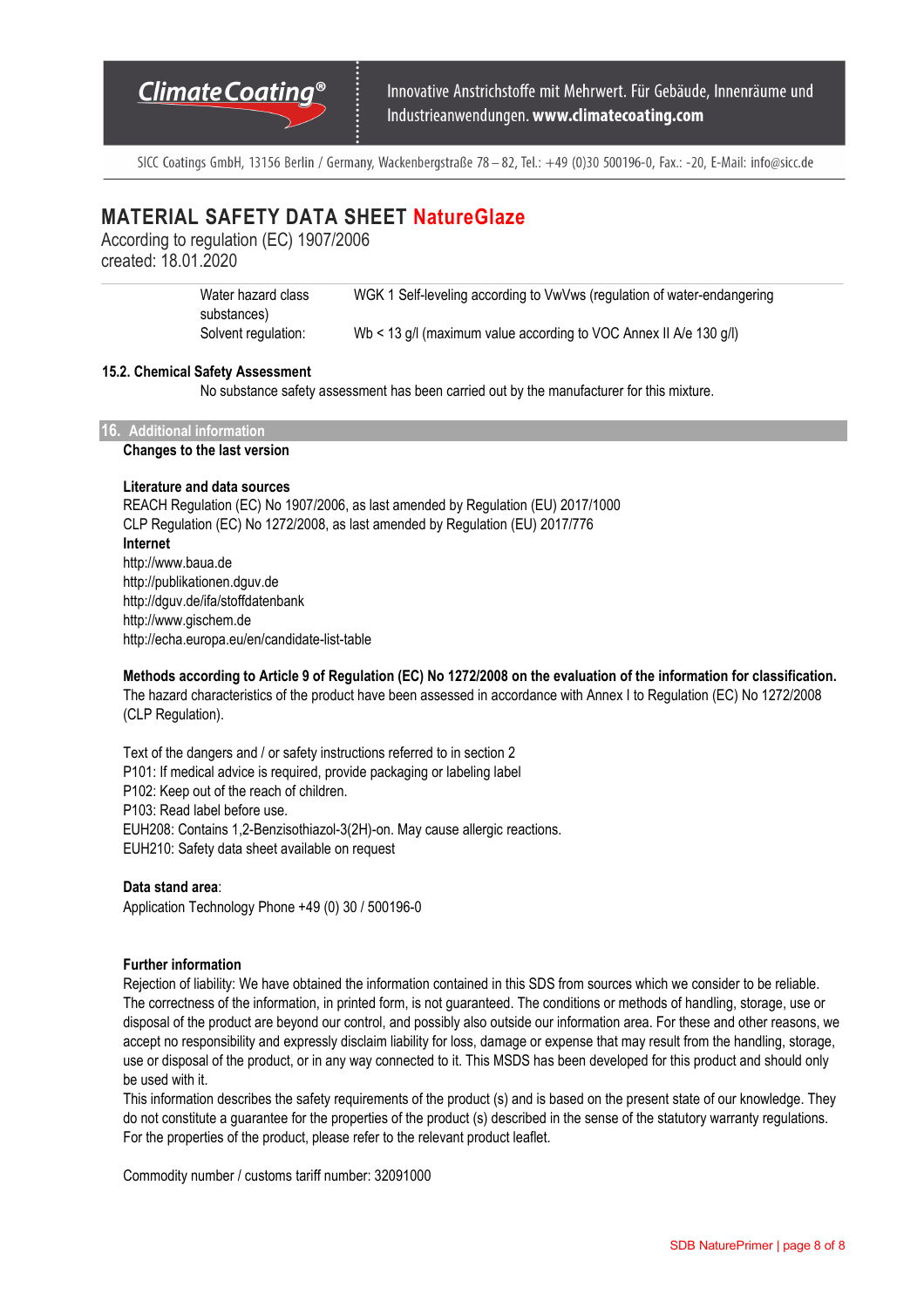| | |
|---|---|
| Water hazard class substances) | WGK 1 Self-leveling according to VwVws (regulation of water-endangering |
| Solvent regulation: | Wb < 13 g/l (maximum value according to VOC Annex II A/e 130 g/l) |

### 15.2. Chemical Safety Assessment

No substance safety assessment has been carried out by the manufacturer for this mixture.

## 16. Additional information

**Changes to the last version**

**Literature and data sources**

REACH Regulation (EC) No 1907/2006, as last amended by Regulation (EU) 2017/1000
CLP Regulation (EC) No 1272/2008, as last amended by Regulation (EU) 2017/776

**Internet**

http://www.baua.de
http://publikationen.dguv.de
http://dguv.de/ifa/stoffdatenbank
http://www.gischem.de
http://echa.europa.eu/en/candidate-list-table

**Methods according to Article 9 of Regulation (EC) No 1272/2008 on the evaluation of the information for classification.**

The hazard characteristics of the product have been assessed in accordance with Annex I to Regulation (EC) No 1272/2008 (CLP Regulation).

Text of the dangers and / or safety instructions referred to in section 2
P101: If medical advice is required, provide packaging or labeling label
P102: Keep out of the reach of children.
P103: Read label before use.
EUH208: Contains 1,2-Benzisothiazol-3(2H)-on. May cause allergic reactions.
EUH210: Safety data sheet available on request

**Data stand area**:
Application Technology Phone +49 (0) 30 / 500196-0

**Further information**

Rejection of liability: We have obtained the information contained in this SDS from sources which we consider to be reliable. The correctness of the information, in printed form, is not guaranteed. The conditions or methods of handling, storage, use or disposal of the product are beyond our control, and possibly also outside our information area. For these and other reasons, we accept no responsibility and expressly disclaim liability for loss, damage or expense that may result from the handling, storage, use or disposal of the product, or in any way connected to it. This MSDS has been developed for this product and should only be used with it.

This information describes the safety requirements of the product (s) and is based on the present state of our knowledge. They do not constitute a guarantee for the properties of the product (s) described in the sense of the statutory warranty regulations. For the properties of the product, please refer to the relevant product leaflet.

Commodity number / customs tariff number: 32091000